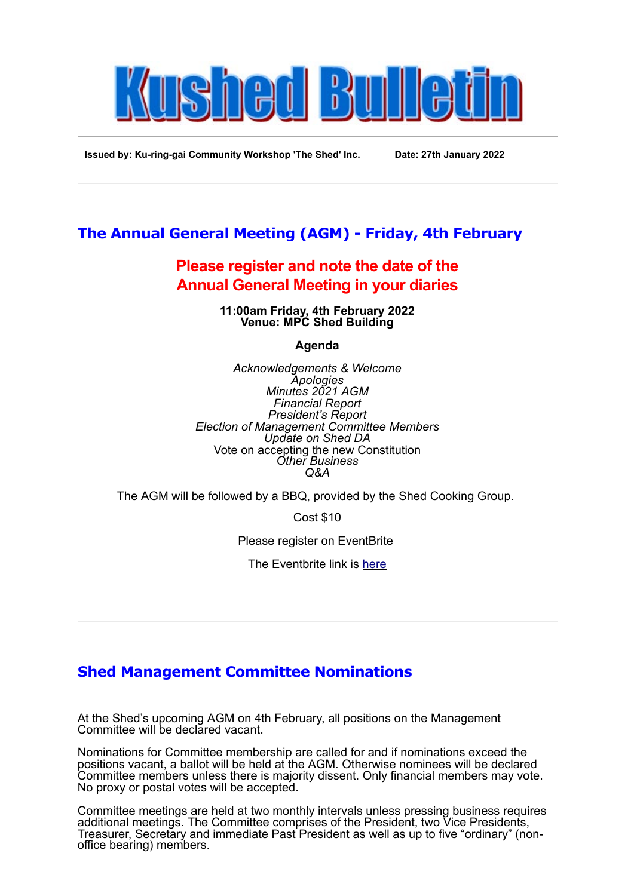# Kushed Bulletin

**Issued by: Ku-ring-gai Community Workshop 'The Shed' Inc.** **Date: 27th January 2022**

---

## The Annual General Meeting (AGM) - Friday, 4th February

### Please register and note the date of the Annual General Meeting in your diaries

**11:00am Friday, 4th February 2022**
**Venue: MPC Shed Building**

**Agenda**

*Acknowledgements & Welcome*
*Apologies*
*Minutes 2021 AGM*
*Financial Report*
*President's Report*
*Election of Management Committee Members*
*Update on Shed DA*
Vote on accepting the new Constitution
*Other Business*
*Q&A*

The AGM will be followed by a BBQ, provided by the Shed Cooking Group.

Cost $10

Please register on EventBrite

The Eventbrite link is here

---

## Shed Management Committee Nominations

At the Shed's upcoming AGM on 4th February, all positions on the Management Committee will be declared vacant.

Nominations for Committee membership are called for and if nominations exceed the positions vacant, a ballot will be held at the AGM. Otherwise nominees will be declared Committee members unless there is majority dissent. Only financial members may vote. No proxy or postal votes will be accepted.

Committee meetings are held at two monthly intervals unless pressing business requires additional meetings. The Committee comprises of the President, two Vice Presidents, Treasurer, Secretary and immediate Past President as well as up to five "ordinary" (non-office bearing) members.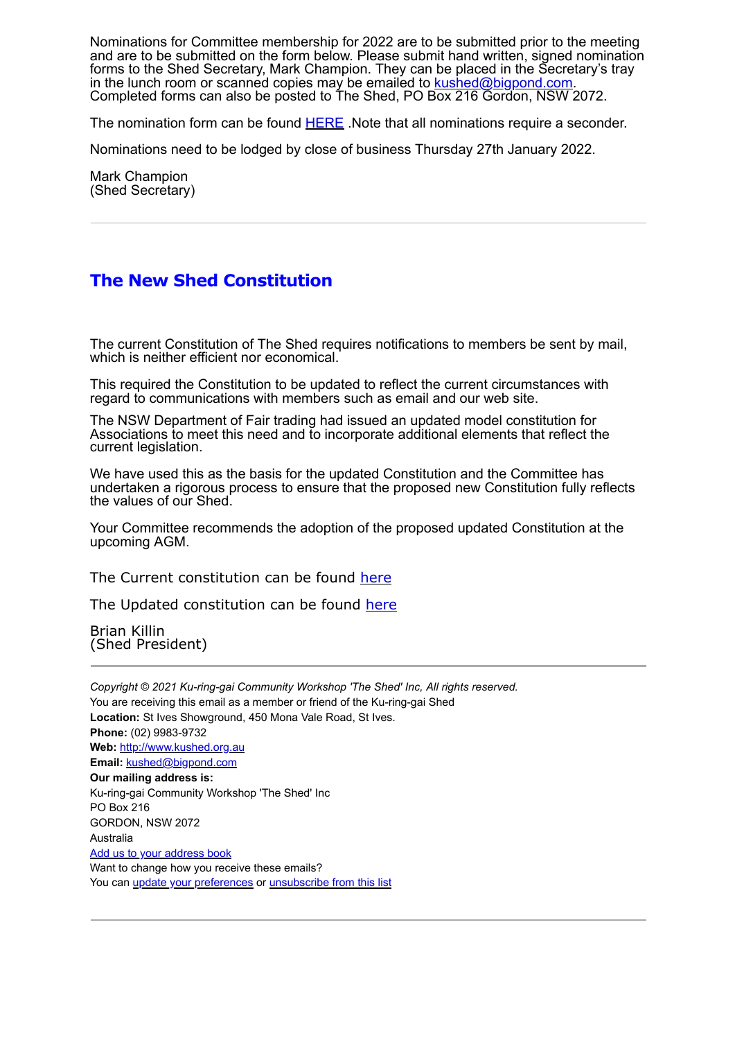Nominations for Committee membership for 2022 are to be submitted prior to the meeting and are to be submitted on the form below. Please submit hand written, signed nomination forms to the Shed Secretary, Mark Champion. They can be placed in the Secretary's tray in the lunch room or scanned copies may be emailed to kushed@bigpond.com. Completed forms can also be posted to The Shed, PO Box 216 Gordon, NSW 2072.

The nomination form can be found HERE .Note that all nominations require a seconder.

Nominations need to be lodged by close of business Thursday 27th January 2022.

Mark Champion
(Shed Secretary)

---

## The New Shed Constitution

The current Constitution of The Shed requires notifications to members be sent by mail, which is neither efficient nor economical.

This required the Constitution to be updated to reflect the current circumstances with regard to communications with members such as email and our web site.

The NSW Department of Fair trading had issued an updated model constitution for Associations to meet this need and to incorporate additional elements that reflect the current legislation.

We have used this as the basis for the updated Constitution and the Committee has undertaken a rigorous process to ensure that the proposed new Constitution fully reflects the values of our Shed.

Your Committee recommends the adoption of the proposed updated Constitution at the upcoming AGM.

The Current constitution can be found here

The Updated constitution can be found here

Brian Killin
(Shed President)

---

*Copyright © 2021 Ku-ring-gai Community Workshop 'The Shed' Inc, All rights reserved.*
You are receiving this email as a member or friend of the Ku-ring-gai Shed
**Location:** St Ives Showground, 450 Mona Vale Road, St Ives.
**Phone:** (02) 9983-9732
**Web:** http://www.kushed.org.au
**Email:** kushed@bigpond.com
**Our mailing address is:**
Ku-ring-gai Community Workshop 'The Shed' Inc
PO Box 216
GORDON, NSW 2072
Australia
Add us to your address book
Want to change how you receive these emails?
You can update your preferences or unsubscribe from this list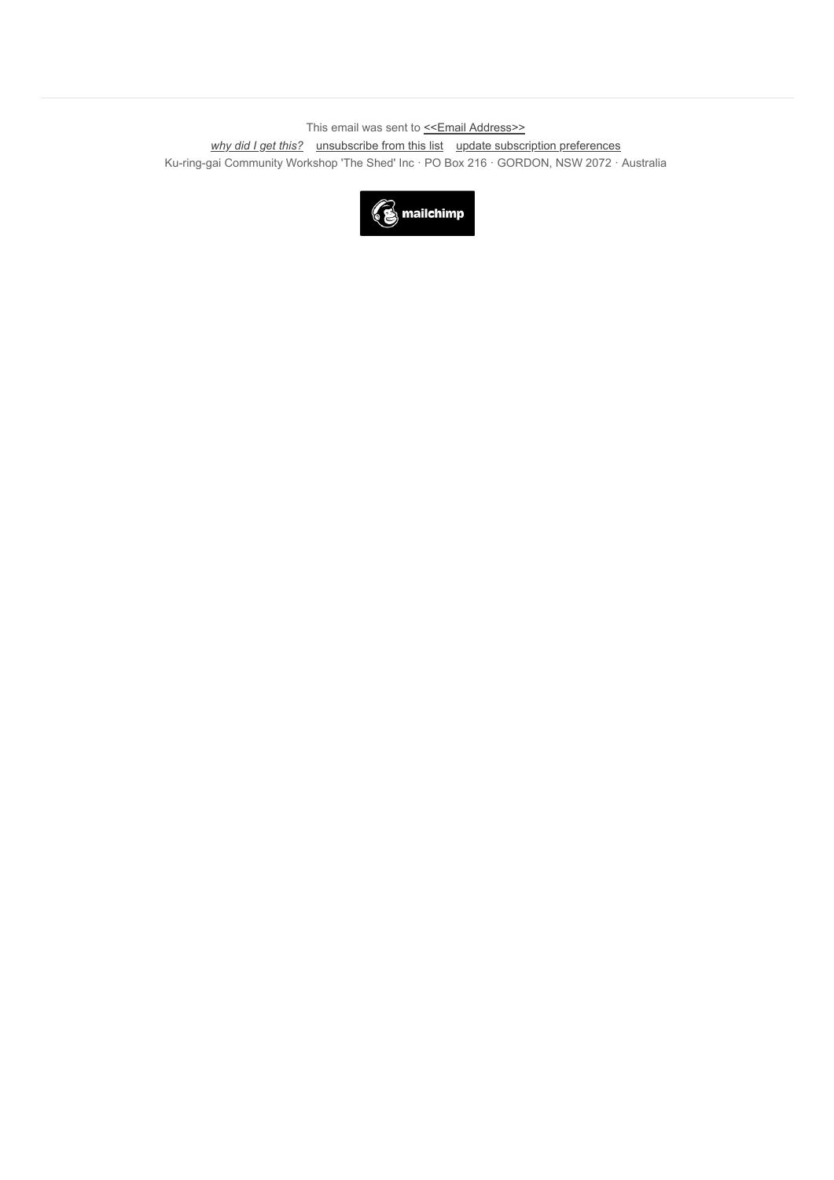This email was sent to <<Email Address>>

*why did I get this?*    unsubscribe from this list    update subscription preferences

Ku-ring-gai Community Workshop 'The Shed' Inc · PO Box 216 · GORDON, NSW 2072 · Australia